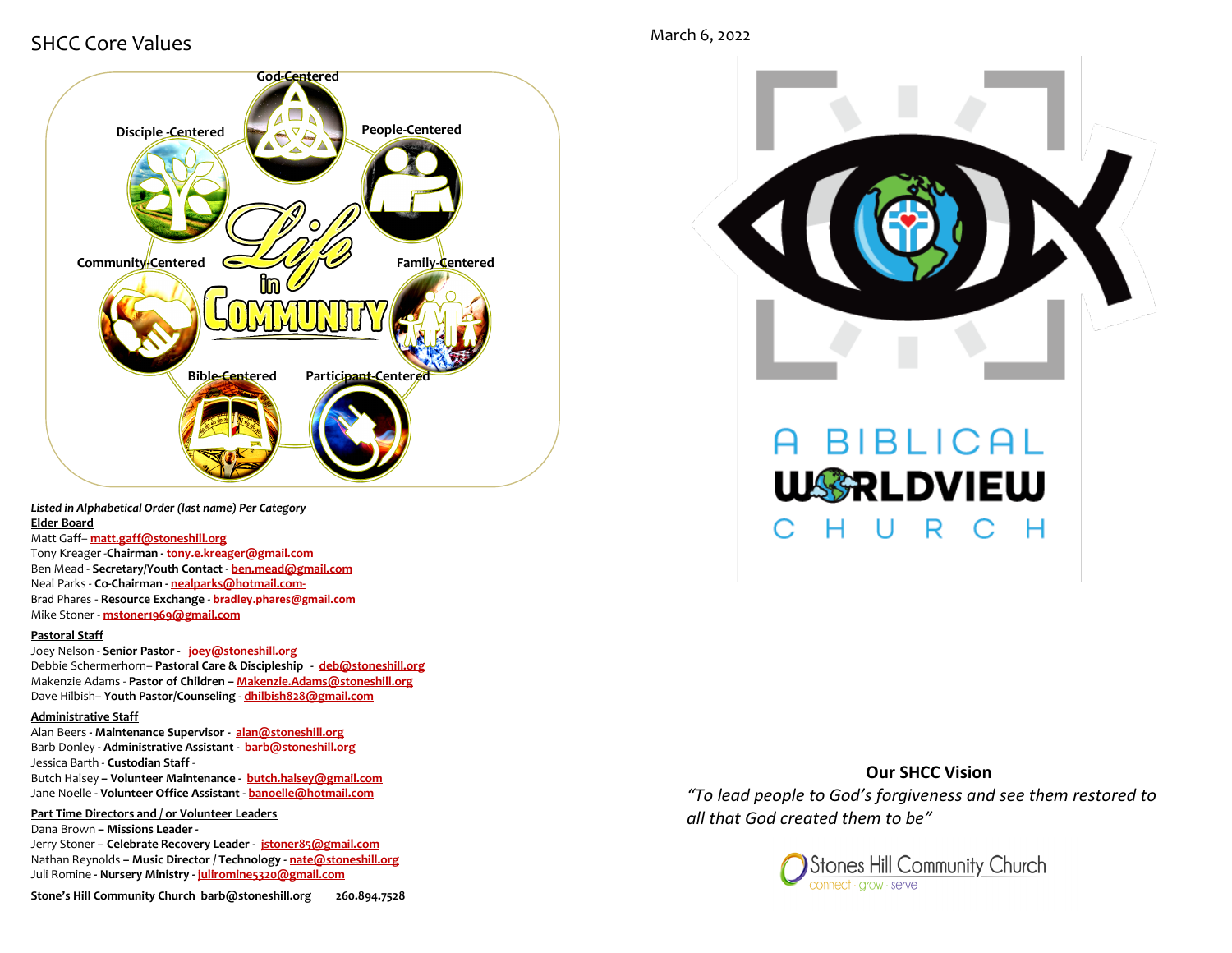## SHCC Core Values

God-Centered

Disciple-Centered

People-Centered

Life in Community

Community-Centered

Family-Centered

Bible-Centered

Participant-Centered

*Listed in Alphabetical Order (last name) Per Category*

**Elder Board**

Matt Gaff– matt.gaff@stoneshill.org
Tony Kreager -**Chairman** - tony.e.kreager@gmail.com
Ben Mead - **Secretary/Youth Contact** - ben.mead@gmail.com
Neal Parks - **Co-Chairman** - nealparks@hotmail.com-
Brad Phares - **Resource Exchange** - bradley.phares@gmail.com
Mike Stoner - mstoner1969@gmail.com

**Pastoral Staff**

Joey Nelson - **Senior Pastor** - joey@stoneshill.org
Debbie Schermerhorn– **Pastoral Care & Discipleship** - deb@stoneshill.org
Makenzie Adams - **Pastor of Children** – Makenzie.Adams@stoneshill.org
Dave Hilbish– **Youth Pastor/Counseling** - dhilbish828@gmail.com

**Administrative Staff**

Alan Beers - **Maintenance Supervisor** - alan@stoneshill.org
Barb Donley - **Administrative Assistant** - barb@stoneshill.org
Jessica Barth - **Custodian Staff** -
Butch Halsey – **Volunteer Maintenance** - butch.halsey@gmail.com
Jane Noelle - **Volunteer Office Assistant** - banoelle@hotmail.com

**Part Time Directors and / or Volunteer Leaders**

Dana Brown – **Missions Leader** -
Jerry Stoner – **Celebrate Recovery Leader** - jstoner85@gmail.com
Nathan Reynolds – **Music Director / Technology** - nate@stoneshill.org
Juli Romine - **Nursery Ministry** - juliromine5320@gmail.com

**Stone's Hill Community Church** barb@stoneshill.org **260.894.7528**

March 6, 2022

A BIBLICAL WORLDVIEW CHURCH

**Our SHCC Vision**

*"To lead people to God's forgiveness and see them restored to all that God created them to be"*

Stones Hill Community Church
connect · grow · serve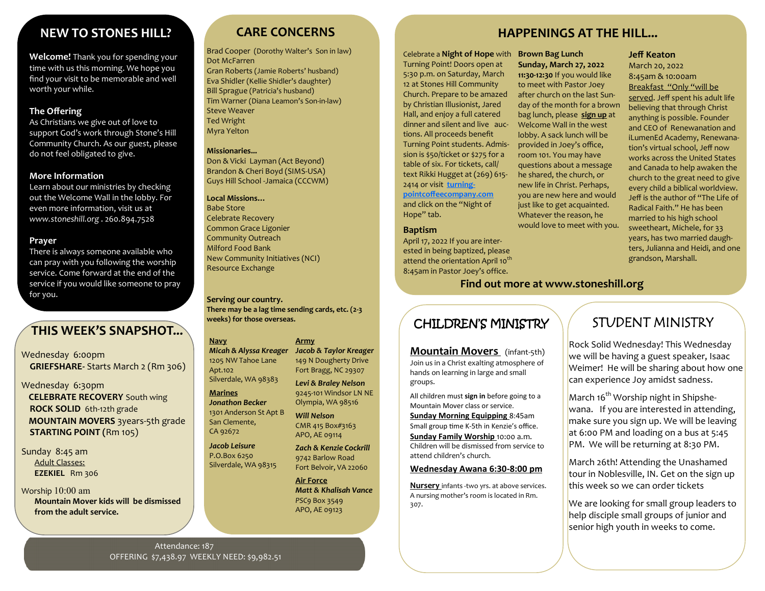## NEW TO STONES HILL?

**Welcome!** Thank you for spending your time with us this morning. We hope you find your visit to be memorable and well worth your while.

**The Offering**
As Christians we give out of love to support God's work through Stone's Hill Community Church. As our guest, please do not feel obligated to give.

**More Information**
Learn about our ministries by checking out the Welcome Wall in the lobby. For even more information, visit us at *www.stoneshill.org* . 260.894.7528

**Prayer**
There is always someone available who can pray with you following the worship service. Come forward at the end of the service if you would like someone to pray for you.

## THIS WEEK'S SNAPSHOT...

Wednesday 6:00pm
**GRIEFSHARE**- Starts March 2 (Rm 306)

Wednesday 6:30pm
**CELEBRATE RECOVERY** South wing
**ROCK SOLID** 6th-12th grade
**MOUNTAIN MOVERS** 3years-5th grade
**STARTING POINT** (Rm 105)

Sunday 8:45 am
Adult Classes:
**EZEKIEL** Rm 306

Worship 10:00 am
**Mountain Mover kids will be dismissed from the adult service.**

Attendance: 187
OFFERING $7,438.97 WEEKLY NEED: $9,982.51

## CARE CONCERNS

Brad Cooper (Dorothy Walter's Son in law)
Dot McFarren
Gran Roberts (Jamie Roberts' husband)
Eva Shidler (Kellie Shidler's daughter)
Bill Sprague (Patricia's husband)
Tim Warner (Diana Leamon's Son-in-law)
Steve Weaver
Ted Wright
Myra Yelton

**Missionaries...**
Don & Vicki Layman (Act Beyond)
Brandon & Cheri Boyd (SIMS-USA)
Guys Hill School -Jamaica (CCCWM)

**Local Missions…**
Babe Store
Celebrate Recovery
Common Grace Ligonier
Community Outreach
Milford Food Bank
New Community Initiatives (NCI)
Resource Exchange

**Serving our country.**
**There may be a lag time sending cards, etc. (2-3 weeks) for those overseas.**

**Navy**
***Micah & Alyssa Kreager***
1205 NW Tahoe Lane
Apt.102
Silverdale, WA 98383

**Marines**
***Jonathon Becker***
1301 Anderson St Apt B
San Clemente,
CA 92672

***Jacob Leisure***
P.O.Box 6250
Silverdale, WA 98315

**Army**
***Jacob & Taylor Kreager***
149 N Dougherty Drive
Fort Bragg, NC 29307

***Levi & Braley Nelson***
9245-101 Windsor LN NE
Olympia, WA 98516

***Will Nelson***
CMR 415 Box#3163
APO, AE 09114

***Zach & Kenzie Cockrill***
9742 Barlow Road
Fort Belvoir, VA 22060

**Air Force**
***Matt & Khalisah Vance***
*PSC9 Box 3549*
APO, AE 09123

## HAPPENINGS AT THE HILL...

Celebrate a **Night of Hope** with Turning Point! Doors open at 5:30 p.m. on Saturday, March 12 at Stones Hill Community Church. Prepare to be amazed by Christian Illusionist, Jared Hall, and enjoy a full catered dinner and silent and live auctions. All proceeds benefit Turning Point students. Admission is $50/ticket or $275 for a table of six. For tickets, call/text Rikki Hugget at (269) 615-2414 or visit **turningpointcoffeecompany.com** and click on the "Night of Hope" tab.

**Baptism**
April 17, 2022 If you are interested in being baptized, please attend the orientation April 10th 8:45am in Pastor Joey's office.

**Brown Bag Lunch**
**Sunday, March 27, 2022**
**11:30-12:30** If you would like to meet with Pastor Joey after church on the last Sunday of the month for a brown bag lunch, please **sign up** at Welcome Wall in the west lobby. A sack lunch will be provided in Joey's office, room 101. You may have questions about a message he shared, the church, or new life in Christ. Perhaps, you are new here and would just like to get acquainted. Whatever the reason, he would love to meet with you.

**Jeff Keaton**
March 20, 2022
8:45am & 10:00am
Breakfast "Only "will be served. Jeff spent his adult life believing that through Christ anything is possible. Founder and CEO of Renewanation and iLumenEd Academy, Renewanation's virtual school, Jeff now works across the United States and Canada to help awaken the church to the great need to give every child a biblical worldview. Jeff is the author of "The Life of Radical Faith." He has been married to his high school sweetheart, Michele, for 33 years, has two married daughters, Julianna and Heidi, and one grandson, Marshall.

**Find out more at www.stoneshill.org**

## CHILDREN'S MINISTRY

**Mountain Movers** (infant-5th)
Join us in a Christ exalting atmosphere of hands on learning in large and small groups.

All children must **sign in** before going to a Mountain Mover class or service.
**Sunday Morning Equipping** 8:45am
Small group time K-5th in Kenzie's office.
**Sunday Family Worship** 10:00 a.m.
Children will be dismissed from service to attend children's church.

**Wednesday Awana 6:30-8:00 pm**

**Nursery** infants -two yrs. at above services. A nursing mother's room is located in Rm. 307.

## STUDENT MINISTRY

Rock Solid Wednesday! This Wednesday we will be having a guest speaker, Isaac Weimer! He will be sharing about how one can experience Joy amidst sadness.

March 16th Worship night in Shipshewana. If you are interested in attending, make sure you sign up. We will be leaving at 6:00 PM and loading on a bus at 5:45 PM. We will be returning at 8:30 PM.

March 26th! Attending the Unashamed tour in Noblesville, IN. Get on the sign up this week so we can order tickets

We are looking for small group leaders to help disciple small groups of junior and senior high youth in weeks to come.